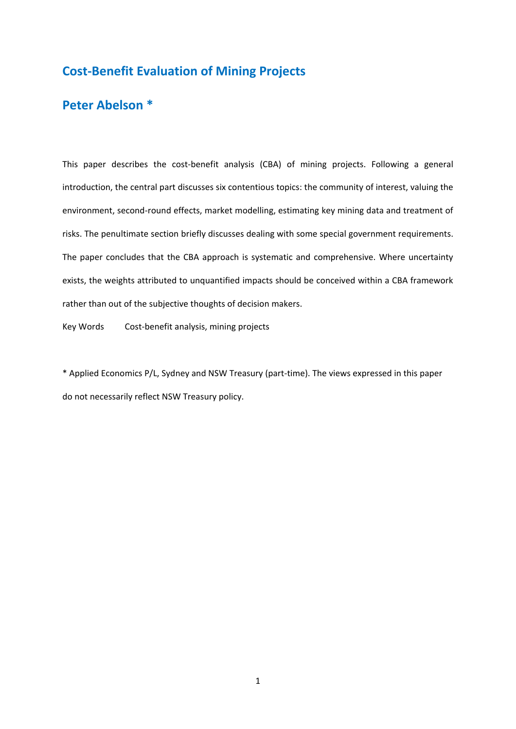# Cost-Benefit Evaluation of Mining Projects

## Peter Abelson *

This paper describes the cost-benefit analysis (CBA) of mining projects. Following a general introduction, the central part discusses six contentious topics: the community of interest, valuing the environment, second-round effects, market modelling, estimating key mining data and treatment of risks. The penultimate section briefly discusses dealing with some special government requirements. The paper concludes that the CBA approach is systematic and comprehensive. Where uncertainty exists, the weights attributed to unquantified impacts should be conceived within a CBA framework rather than out of the subjective thoughts of decision makers.

Key Words        Cost-benefit analysis, mining projects

* Applied Economics P/L, Sydney and NSW Treasury (part-time). The views expressed in this paper do not necessarily reflect NSW Treasury policy.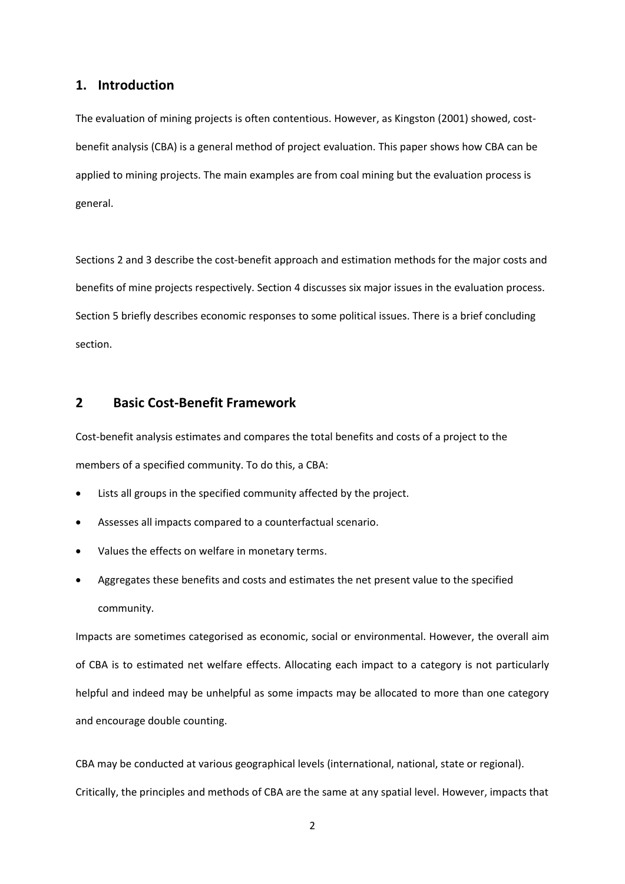## 1. Introduction

The evaluation of mining projects is often contentious. However, as Kingston (2001) showed, cost-benefit analysis (CBA) is a general method of project evaluation. This paper shows how CBA can be applied to mining projects. The main examples are from coal mining but the evaluation process is general.

Sections 2 and 3 describe the cost-benefit approach and estimation methods for the major costs and benefits of mine projects respectively. Section 4 discusses six major issues in the evaluation process. Section 5 briefly describes economic responses to some political issues. There is a brief concluding section.

## 2 Basic Cost-Benefit Framework

Cost-benefit analysis estimates and compares the total benefits and costs of a project to the members of a specified community. To do this, a CBA:

- Lists all groups in the specified community affected by the project.
- Assesses all impacts compared to a counterfactual scenario.
- Values the effects on welfare in monetary terms.
- Aggregates these benefits and costs and estimates the net present value to the specified community.

Impacts are sometimes categorised as economic, social or environmental. However, the overall aim of CBA is to estimated net welfare effects. Allocating each impact to a category is not particularly helpful and indeed may be unhelpful as some impacts may be allocated to more than one category and encourage double counting.

CBA may be conducted at various geographical levels (international, national, state or regional). Critically, the principles and methods of CBA are the same at any spatial level. However, impacts that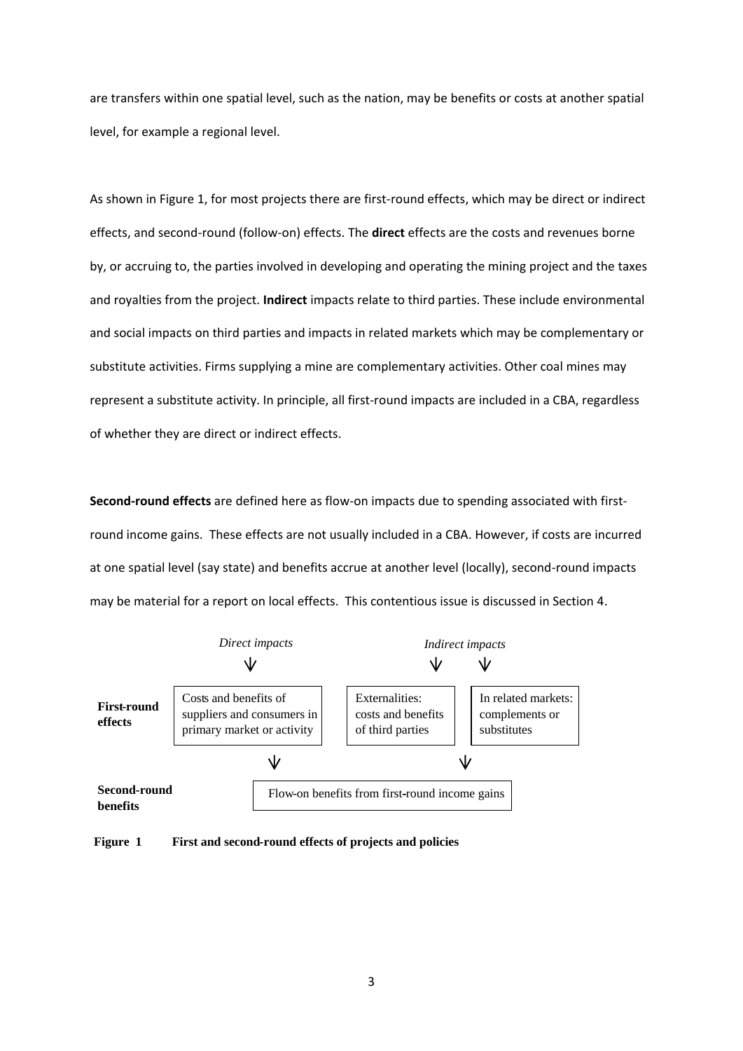are transfers within one spatial level, such as the nation, may be benefits or costs at another spatial level, for example a regional level.

As shown in Figure 1, for most projects there are first-round effects, which may be direct or indirect effects, and second-round (follow-on) effects. The **direct** effects are the costs and revenues borne by, or accruing to, the parties involved in developing and operating the mining project and the taxes and royalties from the project. **Indirect** impacts relate to third parties. These include environmental and social impacts on third parties and impacts in related markets which may be complementary or substitute activities. Firms supplying a mine are complementary activities. Other coal mines may represent a substitute activity. In principle, all first-round impacts are included in a CBA, regardless of whether they are direct or indirect effects.

**Second-round effects** are defined here as flow-on impacts due to spending associated with first-round income gains. These effects are not usually included in a CBA. However, if costs are incurred at one spatial level (say state) and benefits accrue at another level (locally), second-round impacts may be material for a report on local effects. This contentious issue is discussed in Section 4.

| | *Direct impacts* | *Indirect impacts* | |
|---|---|---|---|
| **First-round effects** | Costs and benefits of suppliers and consumers in primary market or activity | Externalities: costs and benefits of third parties | In related markets: complements or substitutes |
| **Second-round benefits** | Flow-on benefits from first-round income gains | | |

**Figure 1 First and second-round effects of projects and policies**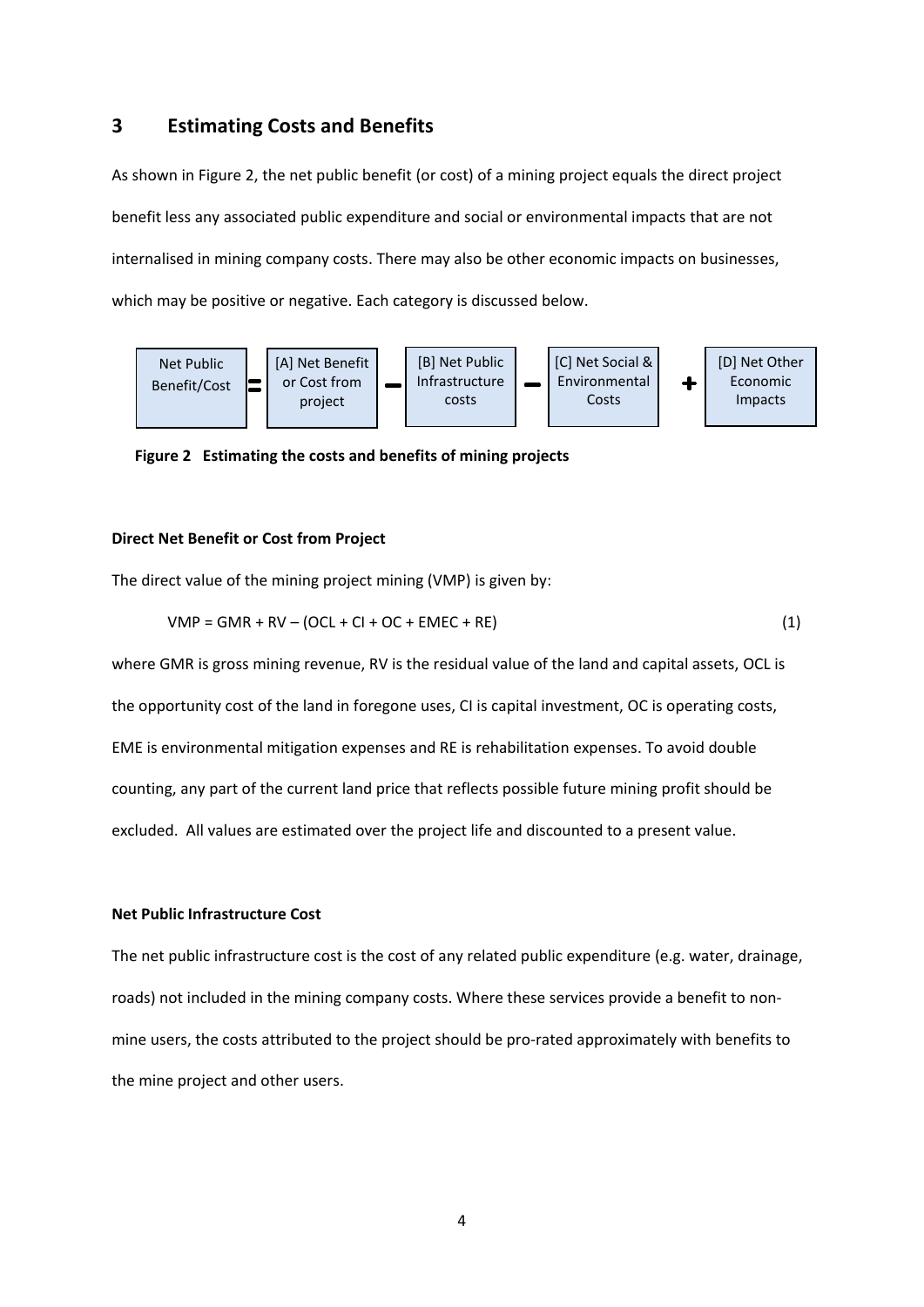## 3 Estimating Costs and Benefits

As shown in Figure 2, the net public benefit (or cost) of a mining project equals the direct project benefit less any associated public expenditure and social or environmental impacts that are not internalised in mining company costs. There may also be other economic impacts on businesses, which may be positive or negative. Each category is discussed below.

| Net Public Benefit/Cost | = | [A] Net Benefit or Cost from project | − | [B] Net Public Infrastructure costs | − | [C] Net Social & Environmental Costs | + | [D] Net Other Economic Impacts |
|---|---|---|---|---|---|---|---|---|

**Figure 2 Estimating the costs and benefits of mining projects**

**Direct Net Benefit or Cost from Project**

The direct value of the mining project mining (VMP) is given by:

$$VMP = GMR + RV - (OCL + CI + OC + EMEC + RE) \quad (1)$$

where GMR is gross mining revenue, RV is the residual value of the land and capital assets, OCL is the opportunity cost of the land in foregone uses, CI is capital investment, OC is operating costs, EME is environmental mitigation expenses and RE is rehabilitation expenses. To avoid double counting, any part of the current land price that reflects possible future mining profit should be excluded. All values are estimated over the project life and discounted to a present value.

**Net Public Infrastructure Cost**

The net public infrastructure cost is the cost of any related public expenditure (e.g. water, drainage, roads) not included in the mining company costs. Where these services provide a benefit to non-mine users, the costs attributed to the project should be pro-rated approximately with benefits to the mine project and other users.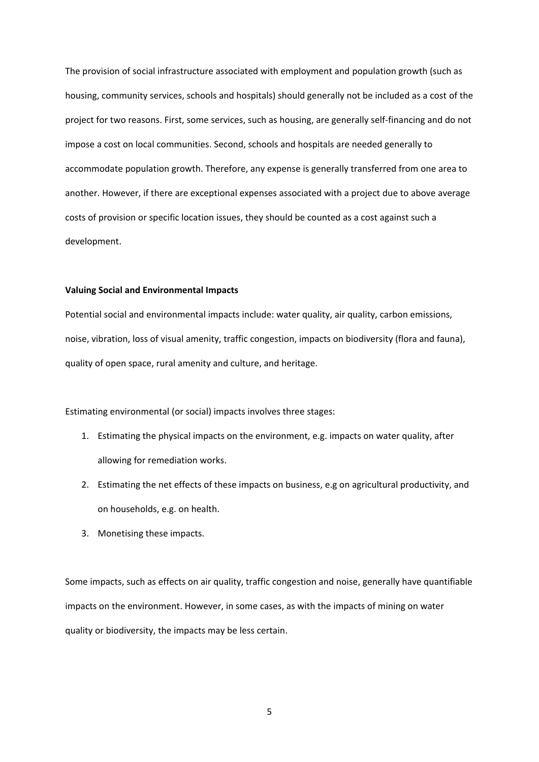The provision of social infrastructure associated with employment and population growth (such as housing, community services, schools and hospitals) should generally not be included as a cost of the project for two reasons. First, some services, such as housing, are generally self-financing and do not impose a cost on local communities. Second, schools and hospitals are needed generally to accommodate population growth. Therefore, any expense is generally transferred from one area to another. However, if there are exceptional expenses associated with a project due to above average costs of provision or specific location issues, they should be counted as a cost against such a development.

**Valuing Social and Environmental Impacts**

Potential social and environmental impacts include: water quality, air quality, carbon emissions, noise, vibration, loss of visual amenity, traffic congestion, impacts on biodiversity (flora and fauna), quality of open space, rural amenity and culture, and heritage.

Estimating environmental (or social) impacts involves three stages:

1. Estimating the physical impacts on the environment, e.g. impacts on water quality, after allowing for remediation works.
2. Estimating the net effects of these impacts on business, e.g on agricultural productivity, and on households, e.g. on health.
3. Monetising these impacts.

Some impacts, such as effects on air quality, traffic congestion and noise, generally have quantifiable impacts on the environment. However, in some cases, as with the impacts of mining on water quality or biodiversity, the impacts may be less certain.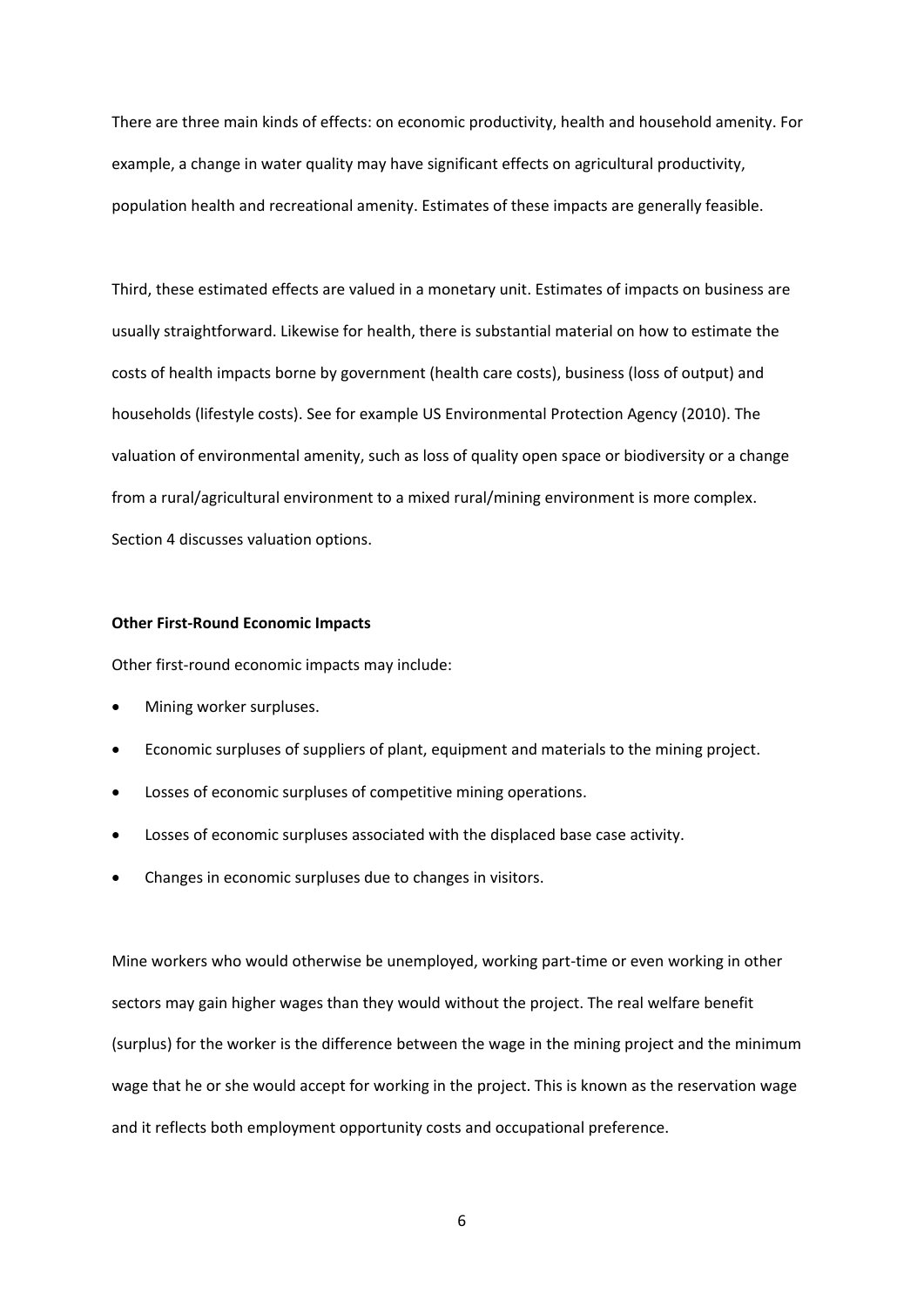There are three main kinds of effects: on economic productivity, health and household amenity. For example, a change in water quality may have significant effects on agricultural productivity, population health and recreational amenity. Estimates of these impacts are generally feasible.

Third, these estimated effects are valued in a monetary unit. Estimates of impacts on business are usually straightforward. Likewise for health, there is substantial material on how to estimate the costs of health impacts borne by government (health care costs), business (loss of output) and households (lifestyle costs). See for example US Environmental Protection Agency (2010). The valuation of environmental amenity, such as loss of quality open space or biodiversity or a change from a rural/agricultural environment to a mixed rural/mining environment is more complex. Section 4 discusses valuation options.

**Other First-Round Economic Impacts**

Other first-round economic impacts may include:

- Mining worker surpluses.
- Economic surpluses of suppliers of plant, equipment and materials to the mining project.
- Losses of economic surpluses of competitive mining operations.
- Losses of economic surpluses associated with the displaced base case activity.
- Changes in economic surpluses due to changes in visitors.

Mine workers who would otherwise be unemployed, working part-time or even working in other sectors may gain higher wages than they would without the project. The real welfare benefit (surplus) for the worker is the difference between the wage in the mining project and the minimum wage that he or she would accept for working in the project. This is known as the reservation wage and it reflects both employment opportunity costs and occupational preference.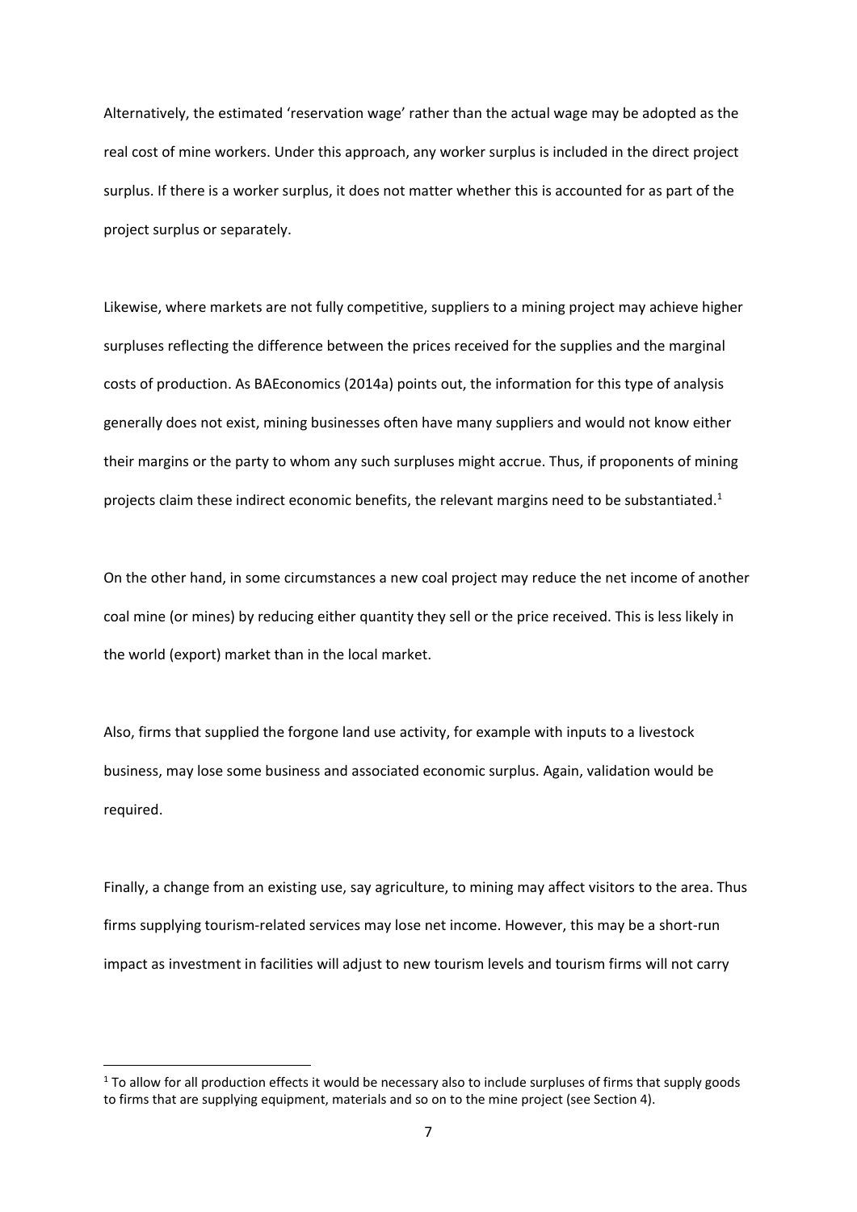Alternatively, the estimated 'reservation wage' rather than the actual wage may be adopted as the real cost of mine workers. Under this approach, any worker surplus is included in the direct project surplus. If there is a worker surplus, it does not matter whether this is accounted for as part of the project surplus or separately.

Likewise, where markets are not fully competitive, suppliers to a mining project may achieve higher surpluses reflecting the difference between the prices received for the supplies and the marginal costs of production. As BAEconomics (2014a) points out, the information for this type of analysis generally does not exist, mining businesses often have many suppliers and would not know either their margins or the party to whom any such surpluses might accrue. Thus, if proponents of mining projects claim these indirect economic benefits, the relevant margins need to be substantiated.[1]

On the other hand, in some circumstances a new coal project may reduce the net income of another coal mine (or mines) by reducing either quantity they sell or the price received. This is less likely in the world (export) market than in the local market.

Also, firms that supplied the forgone land use activity, for example with inputs to a livestock business, may lose some business and associated economic surplus. Again, validation would be required.

Finally, a change from an existing use, say agriculture, to mining may affect visitors to the area. Thus firms supplying tourism-related services may lose net income. However, this may be a short-run impact as investment in facilities will adjust to new tourism levels and tourism firms will not carry

[1] To allow for all production effects it would be necessary also to include surpluses of firms that supply goods to firms that are supplying equipment, materials and so on to the mine project (see Section 4).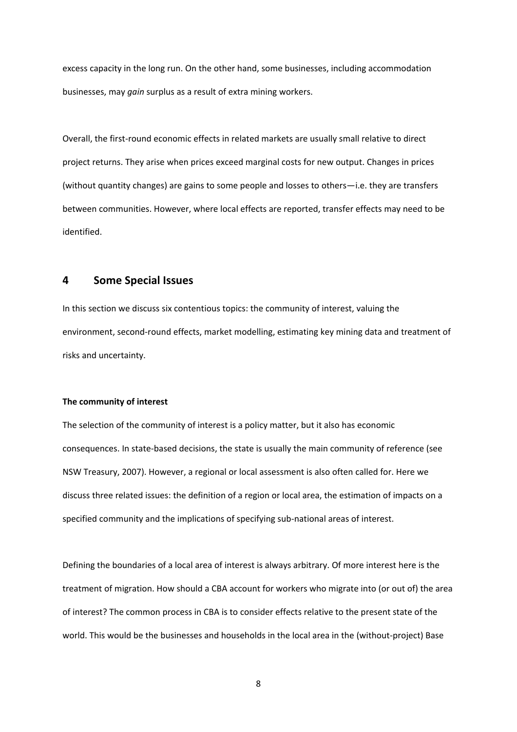excess capacity in the long run. On the other hand, some businesses, including accommodation businesses, may *gain* surplus as a result of extra mining workers.

Overall, the first-round economic effects in related markets are usually small relative to direct project returns. They arise when prices exceed marginal costs for new output. Changes in prices (without quantity changes) are gains to some people and losses to others—i.e. they are transfers between communities. However, where local effects are reported, transfer effects may need to be identified.

## 4 Some Special Issues

In this section we discuss six contentious topics: the community of interest, valuing the environment, second-round effects, market modelling, estimating key mining data and treatment of risks and uncertainty.

**The community of interest**

The selection of the community of interest is a policy matter, but it also has economic consequences. In state-based decisions, the state is usually the main community of reference (see NSW Treasury, 2007). However, a regional or local assessment is also often called for. Here we discuss three related issues: the definition of a region or local area, the estimation of impacts on a specified community and the implications of specifying sub-national areas of interest.

Defining the boundaries of a local area of interest is always arbitrary. Of more interest here is the treatment of migration. How should a CBA account for workers who migrate into (or out of) the area of interest? The common process in CBA is to consider effects relative to the present state of the world. This would be the businesses and households in the local area in the (without-project) Base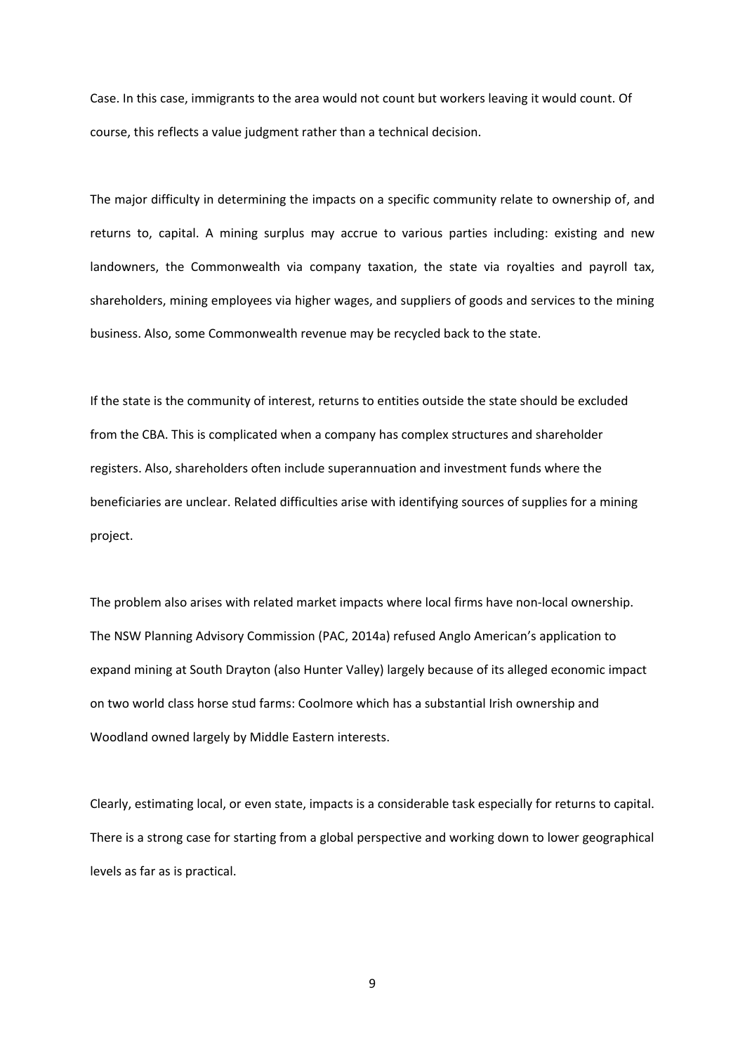Case. In this case, immigrants to the area would not count but workers leaving it would count. Of course, this reflects a value judgment rather than a technical decision.

The major difficulty in determining the impacts on a specific community relate to ownership of, and returns to, capital. A mining surplus may accrue to various parties including: existing and new landowners, the Commonwealth via company taxation, the state via royalties and payroll tax, shareholders, mining employees via higher wages, and suppliers of goods and services to the mining business. Also, some Commonwealth revenue may be recycled back to the state.

If the state is the community of interest, returns to entities outside the state should be excluded from the CBA. This is complicated when a company has complex structures and shareholder registers. Also, shareholders often include superannuation and investment funds where the beneficiaries are unclear. Related difficulties arise with identifying sources of supplies for a mining project.

The problem also arises with related market impacts where local firms have non-local ownership. The NSW Planning Advisory Commission (PAC, 2014a) refused Anglo American's application to expand mining at South Drayton (also Hunter Valley) largely because of its alleged economic impact on two world class horse stud farms: Coolmore which has a substantial Irish ownership and Woodland owned largely by Middle Eastern interests.

Clearly, estimating local, or even state, impacts is a considerable task especially for returns to capital. There is a strong case for starting from a global perspective and working down to lower geographical levels as far as is practical.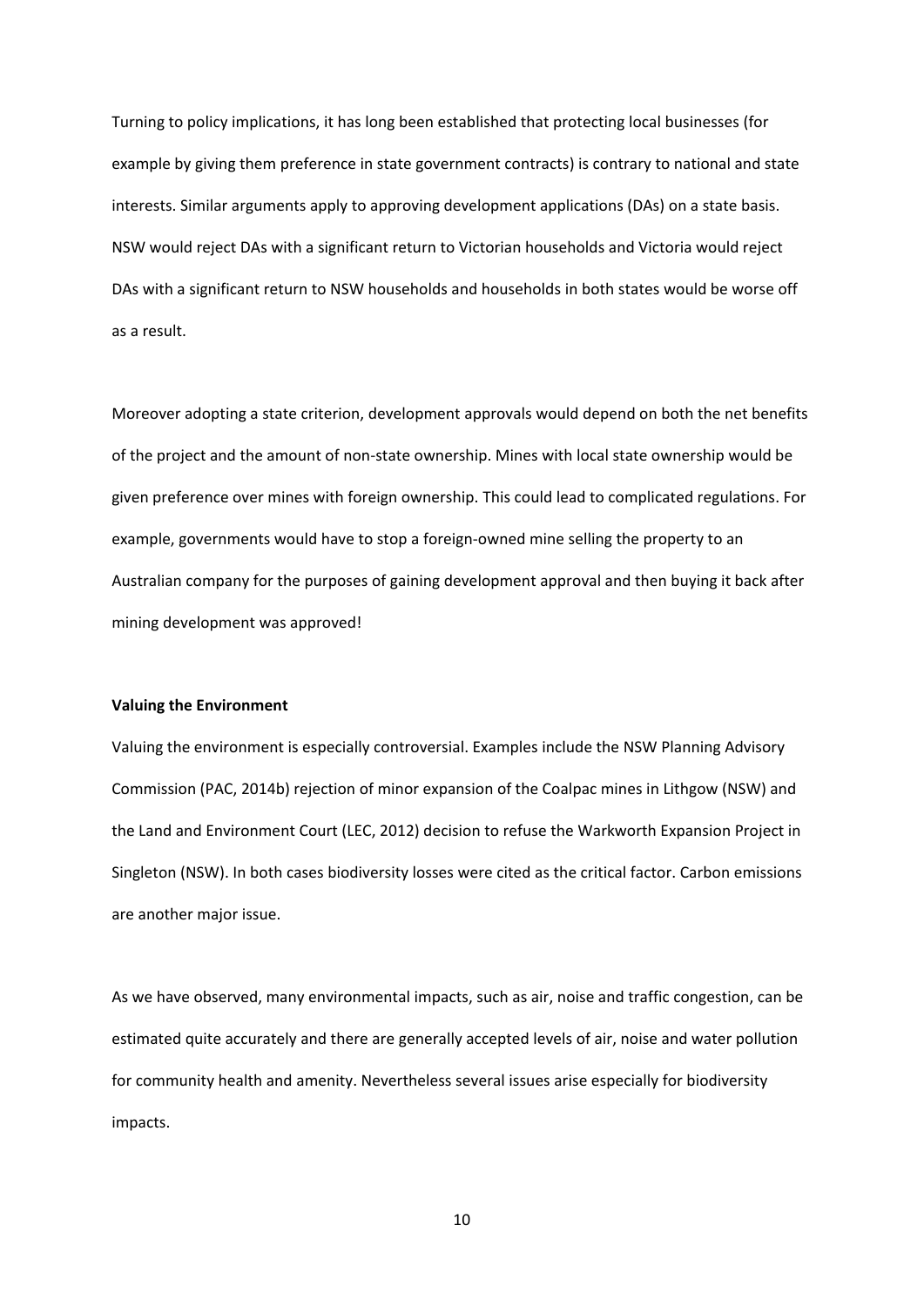Turning to policy implications, it has long been established that protecting local businesses (for example by giving them preference in state government contracts) is contrary to national and state interests. Similar arguments apply to approving development applications (DAs) on a state basis. NSW would reject DAs with a significant return to Victorian households and Victoria would reject DAs with a significant return to NSW households and households in both states would be worse off as a result.

Moreover adopting a state criterion, development approvals would depend on both the net benefits of the project and the amount of non-state ownership. Mines with local state ownership would be given preference over mines with foreign ownership. This could lead to complicated regulations. For example, governments would have to stop a foreign-owned mine selling the property to an Australian company for the purposes of gaining development approval and then buying it back after mining development was approved!

**Valuing the Environment**

Valuing the environment is especially controversial. Examples include the NSW Planning Advisory Commission (PAC, 2014b) rejection of minor expansion of the Coalpac mines in Lithgow (NSW) and the Land and Environment Court (LEC, 2012) decision to refuse the Warkworth Expansion Project in Singleton (NSW). In both cases biodiversity losses were cited as the critical factor. Carbon emissions are another major issue.

As we have observed, many environmental impacts, such as air, noise and traffic congestion, can be estimated quite accurately and there are generally accepted levels of air, noise and water pollution for community health and amenity. Nevertheless several issues arise especially for biodiversity impacts.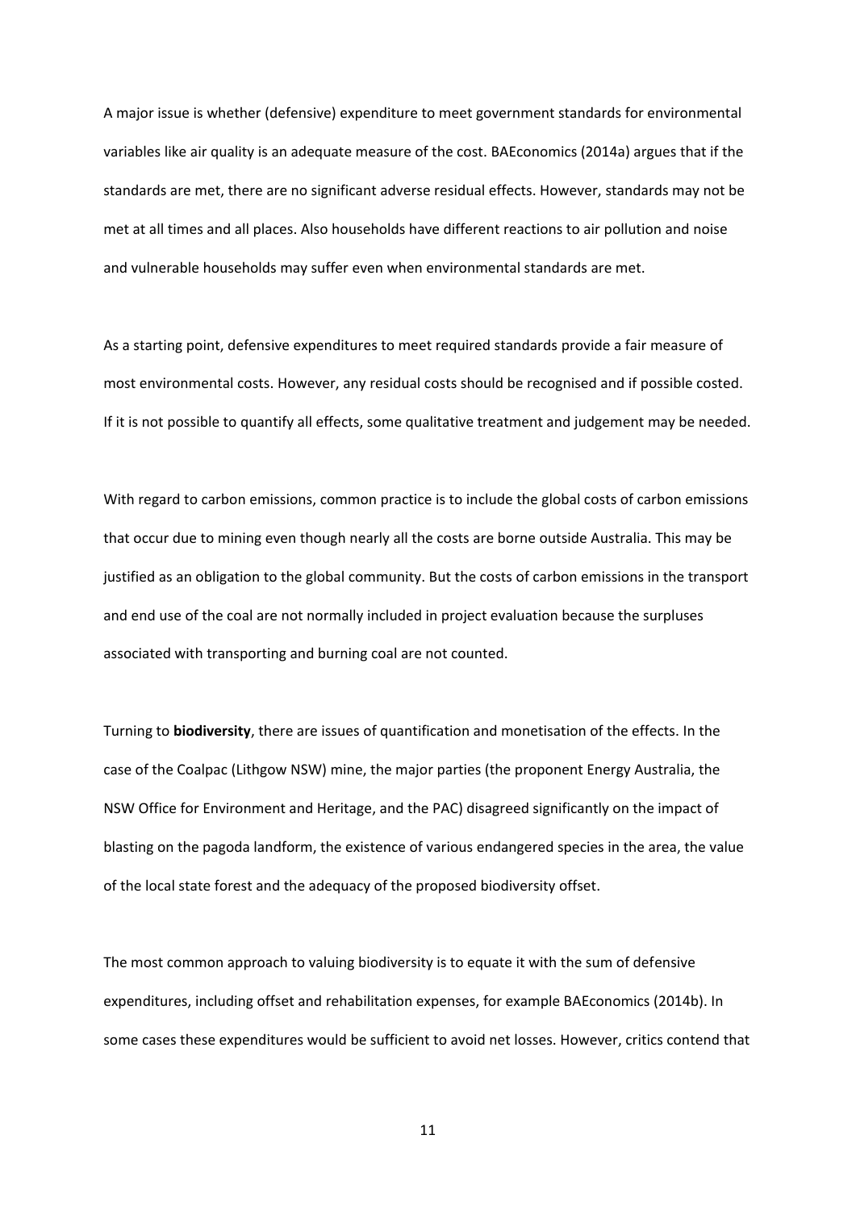A major issue is whether (defensive) expenditure to meet government standards for environmental variables like air quality is an adequate measure of the cost. BAEconomics (2014a) argues that if the standards are met, there are no significant adverse residual effects. However, standards may not be met at all times and all places. Also households have different reactions to air pollution and noise and vulnerable households may suffer even when environmental standards are met.

As a starting point, defensive expenditures to meet required standards provide a fair measure of most environmental costs. However, any residual costs should be recognised and if possible costed. If it is not possible to quantify all effects, some qualitative treatment and judgement may be needed.

With regard to carbon emissions, common practice is to include the global costs of carbon emissions that occur due to mining even though nearly all the costs are borne outside Australia. This may be justified as an obligation to the global community. But the costs of carbon emissions in the transport and end use of the coal are not normally included in project evaluation because the surpluses associated with transporting and burning coal are not counted.

Turning to **biodiversity**, there are issues of quantification and monetisation of the effects. In the case of the Coalpac (Lithgow NSW) mine, the major parties (the proponent Energy Australia, the NSW Office for Environment and Heritage, and the PAC) disagreed significantly on the impact of blasting on the pagoda landform, the existence of various endangered species in the area, the value of the local state forest and the adequacy of the proposed biodiversity offset.

The most common approach to valuing biodiversity is to equate it with the sum of defensive expenditures, including offset and rehabilitation expenses, for example BAEconomics (2014b). In some cases these expenditures would be sufficient to avoid net losses. However, critics contend that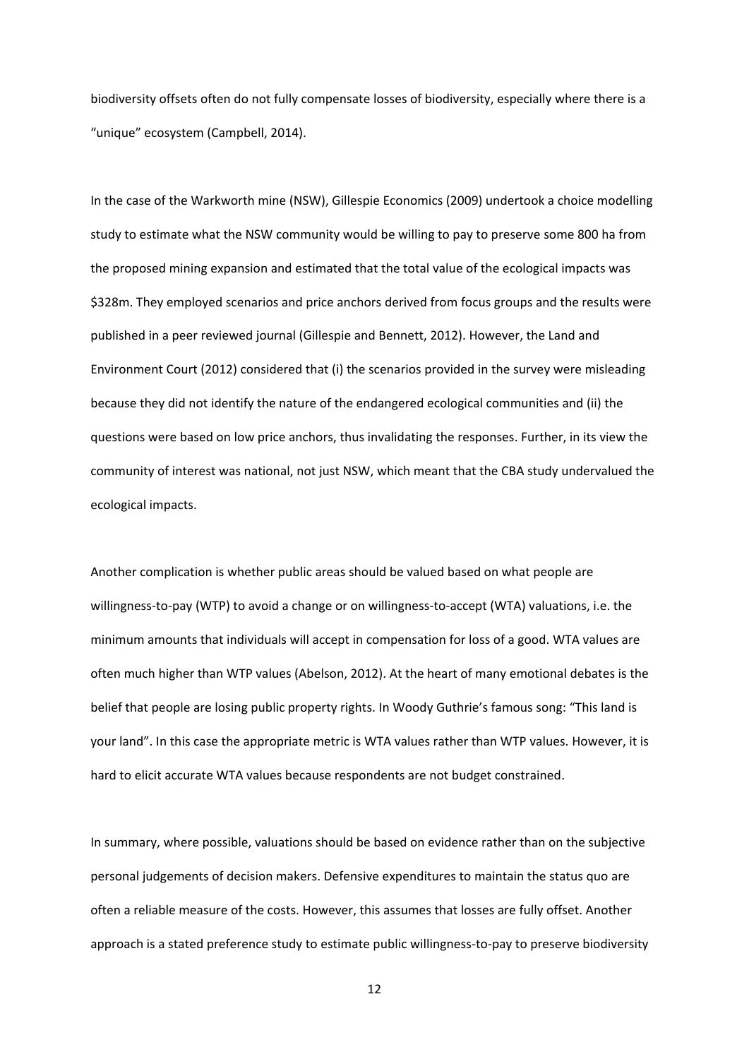biodiversity offsets often do not fully compensate losses of biodiversity, especially where there is a "unique" ecosystem (Campbell, 2014).

In the case of the Warkworth mine (NSW), Gillespie Economics (2009) undertook a choice modelling study to estimate what the NSW community would be willing to pay to preserve some 800 ha from the proposed mining expansion and estimated that the total value of the ecological impacts was $328m. They employed scenarios and price anchors derived from focus groups and the results were published in a peer reviewed journal (Gillespie and Bennett, 2012). However, the Land and Environment Court (2012) considered that (i) the scenarios provided in the survey were misleading because they did not identify the nature of the endangered ecological communities and (ii) the questions were based on low price anchors, thus invalidating the responses. Further, in its view the community of interest was national, not just NSW, which meant that the CBA study undervalued the ecological impacts.

Another complication is whether public areas should be valued based on what people are willingness-to-pay (WTP) to avoid a change or on willingness-to-accept (WTA) valuations, i.e. the minimum amounts that individuals will accept in compensation for loss of a good. WTA values are often much higher than WTP values (Abelson, 2012). At the heart of many emotional debates is the belief that people are losing public property rights. In Woody Guthrie's famous song: "This land is your land". In this case the appropriate metric is WTA values rather than WTP values. However, it is hard to elicit accurate WTA values because respondents are not budget constrained.

In summary, where possible, valuations should be based on evidence rather than on the subjective personal judgements of decision makers. Defensive expenditures to maintain the status quo are often a reliable measure of the costs. However, this assumes that losses are fully offset. Another approach is a stated preference study to estimate public willingness-to-pay to preserve biodiversity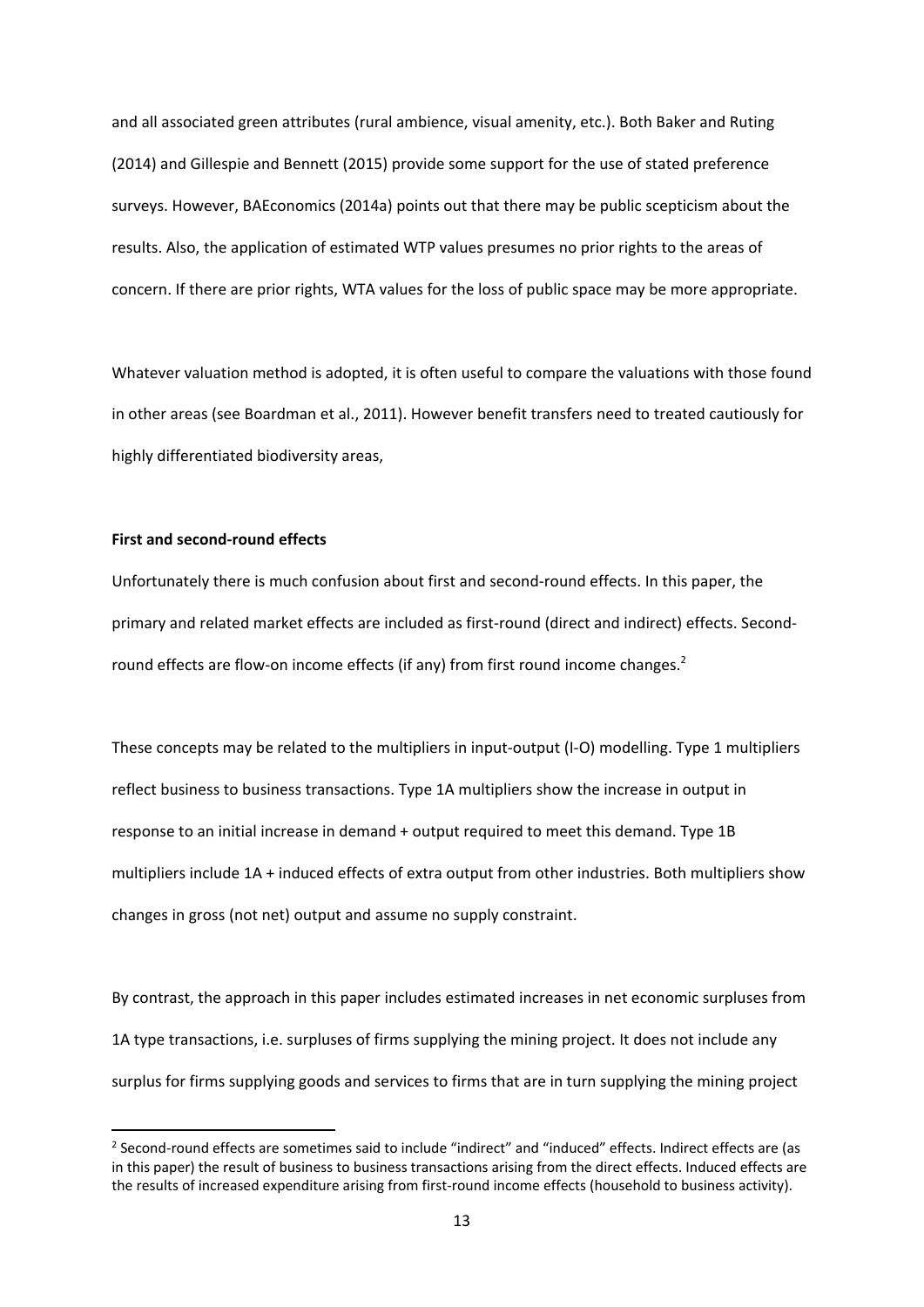and all associated green attributes (rural ambience, visual amenity, etc.). Both Baker and Ruting (2014) and Gillespie and Bennett (2015) provide some support for the use of stated preference surveys. However, BAEconomics (2014a) points out that there may be public scepticism about the results. Also, the application of estimated WTP values presumes no prior rights to the areas of concern. If there are prior rights, WTA values for the loss of public space may be more appropriate.

Whatever valuation method is adopted, it is often useful to compare the valuations with those found in other areas (see Boardman et al., 2011). However benefit transfers need to treated cautiously for highly differentiated biodiversity areas,

**First and second-round effects**

Unfortunately there is much confusion about first and second-round effects. In this paper, the primary and related market effects are included as first-round (direct and indirect) effects. Second-round effects are flow-on income effects (if any) from first round income changes.[2]

These concepts may be related to the multipliers in input-output (I-O) modelling. Type 1 multipliers reflect business to business transactions. Type 1A multipliers show the increase in output in response to an initial increase in demand + output required to meet this demand. Type 1B multipliers include 1A + induced effects of extra output from other industries. Both multipliers show changes in gross (not net) output and assume no supply constraint.

By contrast, the approach in this paper includes estimated increases in net economic surpluses from 1A type transactions, i.e. surpluses of firms supplying the mining project. It does not include any surplus for firms supplying goods and services to firms that are in turn supplying the mining project

[2] Second-round effects are sometimes said to include "indirect" and "induced" effects. Indirect effects are (as in this paper) the result of business to business transactions arising from the direct effects. Induced effects are the results of increased expenditure arising from first-round income effects (household to business activity).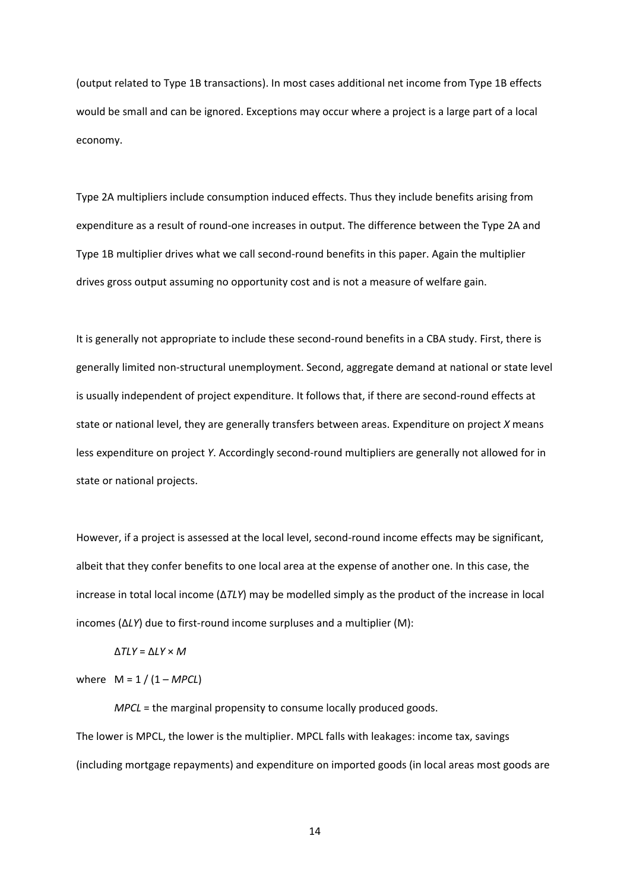(output related to Type 1B transactions). In most cases additional net income from Type 1B effects would be small and can be ignored. Exceptions may occur where a project is a large part of a local economy.

Type 2A multipliers include consumption induced effects. Thus they include benefits arising from expenditure as a result of round-one increases in output. The difference between the Type 2A and Type 1B multiplier drives what we call second-round benefits in this paper. Again the multiplier drives gross output assuming no opportunity cost and is not a measure of welfare gain.

It is generally not appropriate to include these second-round benefits in a CBA study. First, there is generally limited non-structural unemployment. Second, aggregate demand at national or state level is usually independent of project expenditure. It follows that, if there are second-round effects at state or national level, they are generally transfers between areas. Expenditure on project *X* means less expenditure on project *Y*. Accordingly second-round multipliers are generally not allowed for in state or national projects.

However, if a project is assessed at the local level, second-round income effects may be significant, albeit that they confer benefits to one local area at the expense of another one. In this case, the increase in total local income ($\Delta TLY$) may be modelled simply as the product of the increase in local incomes ($\Delta LY$) due to first-round income surpluses and a multiplier (M):

$$\Delta TLY = \Delta LY \times M$$

where $M = 1 / (1 - MPCL)$

$MPCL$ = the marginal propensity to consume locally produced goods.

The lower is MPCL, the lower is the multiplier. MPCL falls with leakages: income tax, savings (including mortgage repayments) and expenditure on imported goods (in local areas most goods are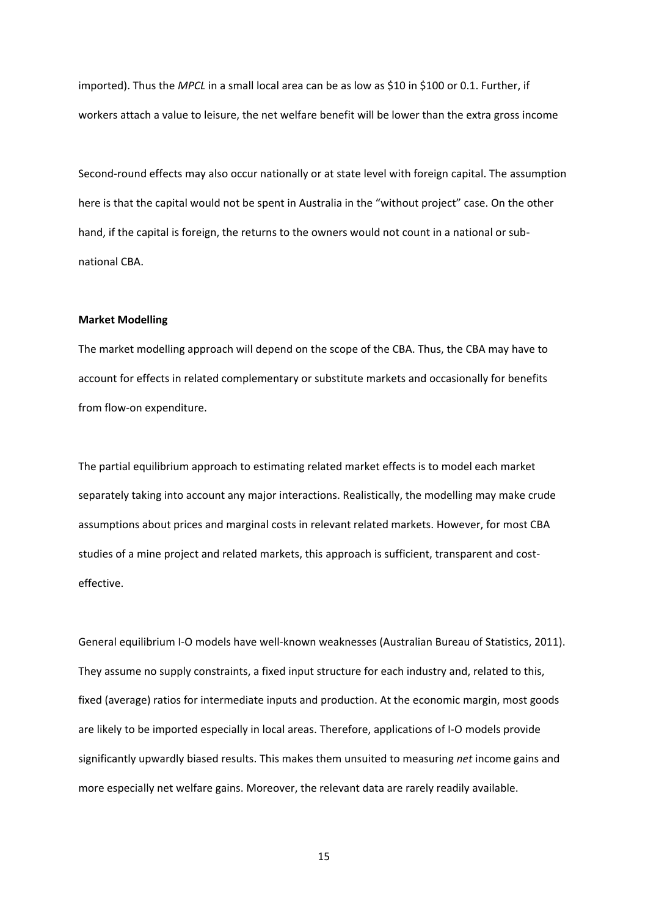imported). Thus the *MPCL* in a small local area can be as low as $10 in $100 or 0.1. Further, if workers attach a value to leisure, the net welfare benefit will be lower than the extra gross income

Second-round effects may also occur nationally or at state level with foreign capital. The assumption here is that the capital would not be spent in Australia in the "without project" case. On the other hand, if the capital is foreign, the returns to the owners would not count in a national or sub-national CBA.

**Market Modelling**

The market modelling approach will depend on the scope of the CBA. Thus, the CBA may have to account for effects in related complementary or substitute markets and occasionally for benefits from flow-on expenditure.

The partial equilibrium approach to estimating related market effects is to model each market separately taking into account any major interactions. Realistically, the modelling may make crude assumptions about prices and marginal costs in relevant related markets. However, for most CBA studies of a mine project and related markets, this approach is sufficient, transparent and cost-effective.

General equilibrium I-O models have well-known weaknesses (Australian Bureau of Statistics, 2011). They assume no supply constraints, a fixed input structure for each industry and, related to this, fixed (average) ratios for intermediate inputs and production. At the economic margin, most goods are likely to be imported especially in local areas. Therefore, applications of I-O models provide significantly upwardly biased results. This makes them unsuited to measuring *net* income gains and more especially net welfare gains. Moreover, the relevant data are rarely readily available.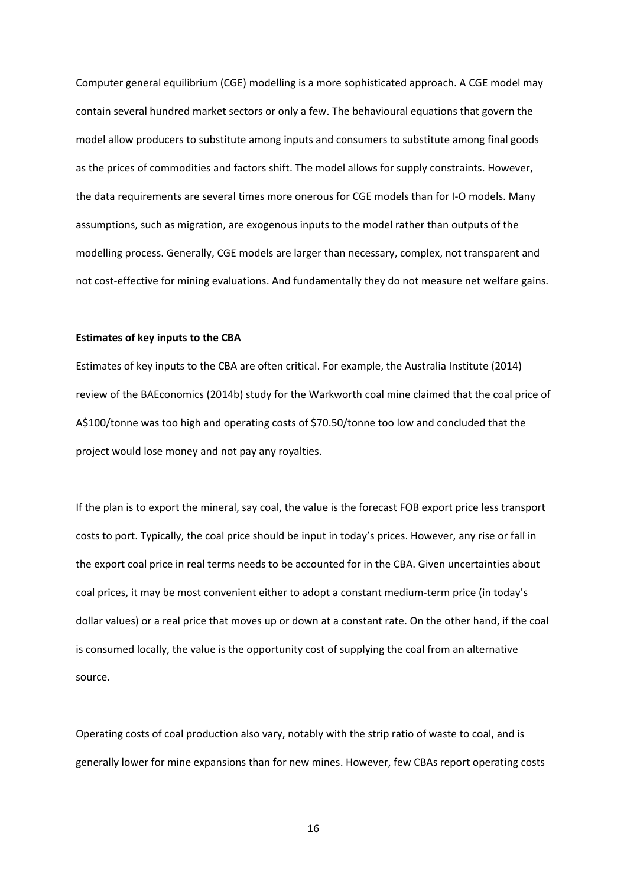Computer general equilibrium (CGE) modelling is a more sophisticated approach. A CGE model may contain several hundred market sectors or only a few. The behavioural equations that govern the model allow producers to substitute among inputs and consumers to substitute among final goods as the prices of commodities and factors shift. The model allows for supply constraints. However, the data requirements are several times more onerous for CGE models than for I-O models. Many assumptions, such as migration, are exogenous inputs to the model rather than outputs of the modelling process. Generally, CGE models are larger than necessary, complex, not transparent and not cost-effective for mining evaluations. And fundamentally they do not measure net welfare gains.

**Estimates of key inputs to the CBA**

Estimates of key inputs to the CBA are often critical. For example, the Australia Institute (2014) review of the BAEconomics (2014b) study for the Warkworth coal mine claimed that the coal price of A$100/tonne was too high and operating costs of $70.50/tonne too low and concluded that the project would lose money and not pay any royalties.

If the plan is to export the mineral, say coal, the value is the forecast FOB export price less transport costs to port. Typically, the coal price should be input in today's prices. However, any rise or fall in the export coal price in real terms needs to be accounted for in the CBA. Given uncertainties about coal prices, it may be most convenient either to adopt a constant medium-term price (in today's dollar values) or a real price that moves up or down at a constant rate. On the other hand, if the coal is consumed locally, the value is the opportunity cost of supplying the coal from an alternative source.

Operating costs of coal production also vary, notably with the strip ratio of waste to coal, and is generally lower for mine expansions than for new mines. However, few CBAs report operating costs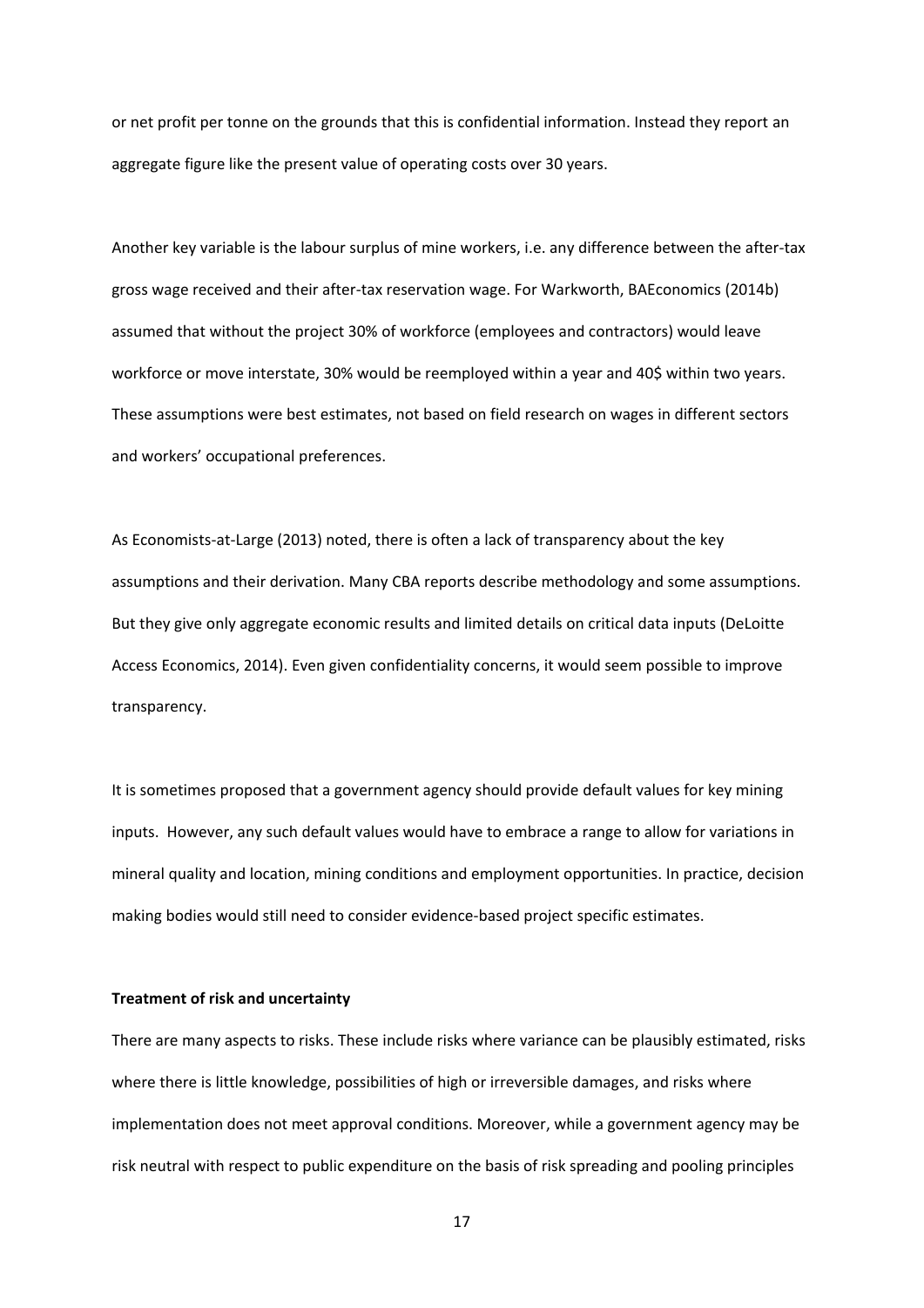or net profit per tonne on the grounds that this is confidential information. Instead they report an aggregate figure like the present value of operating costs over 30 years.

Another key variable is the labour surplus of mine workers, i.e. any difference between the after-tax gross wage received and their after-tax reservation wage. For Warkworth, BAEconomics (2014b) assumed that without the project 30% of workforce (employees and contractors) would leave workforce or move interstate, 30% would be reemployed within a year and 40$ within two years. These assumptions were best estimates, not based on field research on wages in different sectors and workers' occupational preferences.

As Economists-at-Large (2013) noted, there is often a lack of transparency about the key assumptions and their derivation. Many CBA reports describe methodology and some assumptions. But they give only aggregate economic results and limited details on critical data inputs (DeLoitte Access Economics, 2014). Even given confidentiality concerns, it would seem possible to improve transparency.

It is sometimes proposed that a government agency should provide default values for key mining inputs. However, any such default values would have to embrace a range to allow for variations in mineral quality and location, mining conditions and employment opportunities. In practice, decision making bodies would still need to consider evidence-based project specific estimates.

**Treatment of risk and uncertainty**

There are many aspects to risks. These include risks where variance can be plausibly estimated, risks where there is little knowledge, possibilities of high or irreversible damages, and risks where implementation does not meet approval conditions. Moreover, while a government agency may be risk neutral with respect to public expenditure on the basis of risk spreading and pooling principles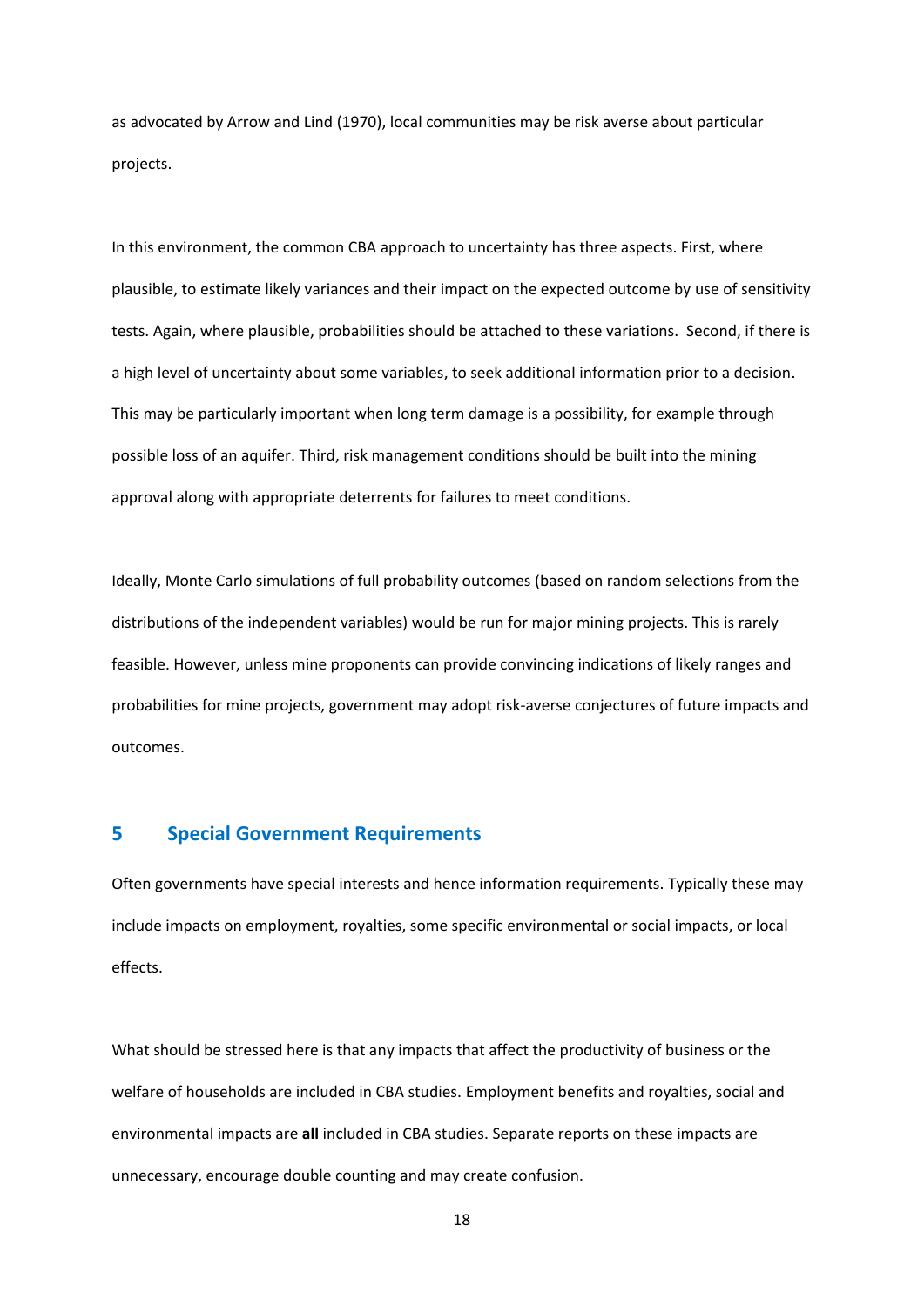as advocated by Arrow and Lind (1970), local communities may be risk averse about particular projects.

In this environment, the common CBA approach to uncertainty has three aspects. First, where plausible, to estimate likely variances and their impact on the expected outcome by use of sensitivity tests. Again, where plausible, probabilities should be attached to these variations. Second, if there is a high level of uncertainty about some variables, to seek additional information prior to a decision. This may be particularly important when long term damage is a possibility, for example through possible loss of an aquifer. Third, risk management conditions should be built into the mining approval along with appropriate deterrents for failures to meet conditions.

Ideally, Monte Carlo simulations of full probability outcomes (based on random selections from the distributions of the independent variables) would be run for major mining projects. This is rarely feasible. However, unless mine proponents can provide convincing indications of likely ranges and probabilities for mine projects, government may adopt risk-averse conjectures of future impacts and outcomes.

## 5 Special Government Requirements

Often governments have special interests and hence information requirements. Typically these may include impacts on employment, royalties, some specific environmental or social impacts, or local effects.

What should be stressed here is that any impacts that affect the productivity of business or the welfare of households are included in CBA studies. Employment benefits and royalties, social and environmental impacts are **all** included in CBA studies. Separate reports on these impacts are unnecessary, encourage double counting and may create confusion.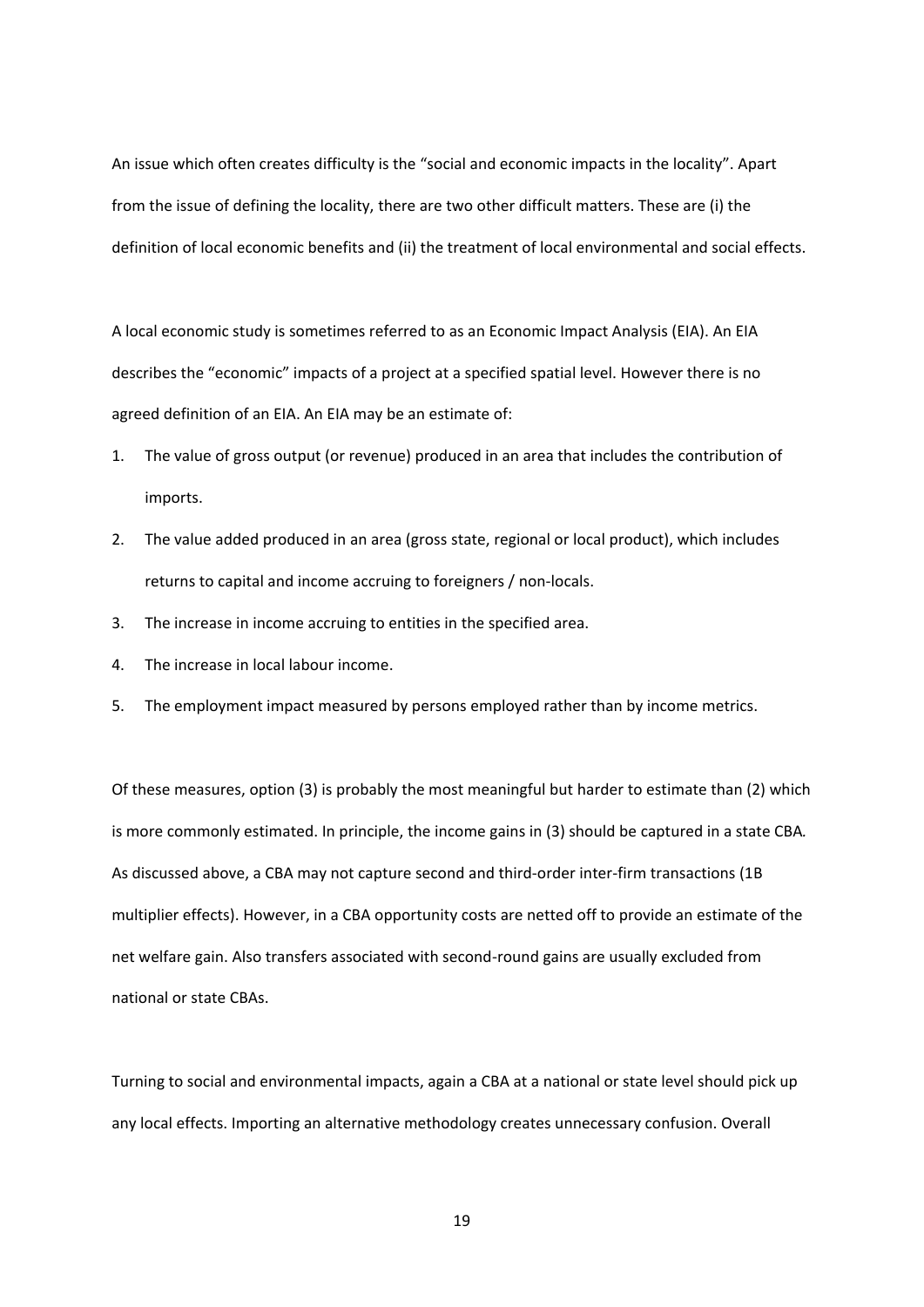An issue which often creates difficulty is the "social and economic impacts in the locality". Apart from the issue of defining the locality, there are two other difficult matters. These are (i) the definition of local economic benefits and (ii) the treatment of local environmental and social effects.

A local economic study is sometimes referred to as an Economic Impact Analysis (EIA). An EIA describes the "economic" impacts of a project at a specified spatial level. However there is no agreed definition of an EIA. An EIA may be an estimate of:

1. The value of gross output (or revenue) produced in an area that includes the contribution of imports.
2. The value added produced in an area (gross state, regional or local product), which includes returns to capital and income accruing to foreigners / non-locals.
3. The increase in income accruing to entities in the specified area.
4. The increase in local labour income.
5. The employment impact measured by persons employed rather than by income metrics.

Of these measures, option (3) is probably the most meaningful but harder to estimate than (2) which is more commonly estimated. In principle, the income gains in (3) should be captured in a state CBA*.* As discussed above, a CBA may not capture second and third-order inter-firm transactions (1B multiplier effects). However, in a CBA opportunity costs are netted off to provide an estimate of the net welfare gain. Also transfers associated with second-round gains are usually excluded from national or state CBAs.

Turning to social and environmental impacts, again a CBA at a national or state level should pick up any local effects. Importing an alternative methodology creates unnecessary confusion. Overall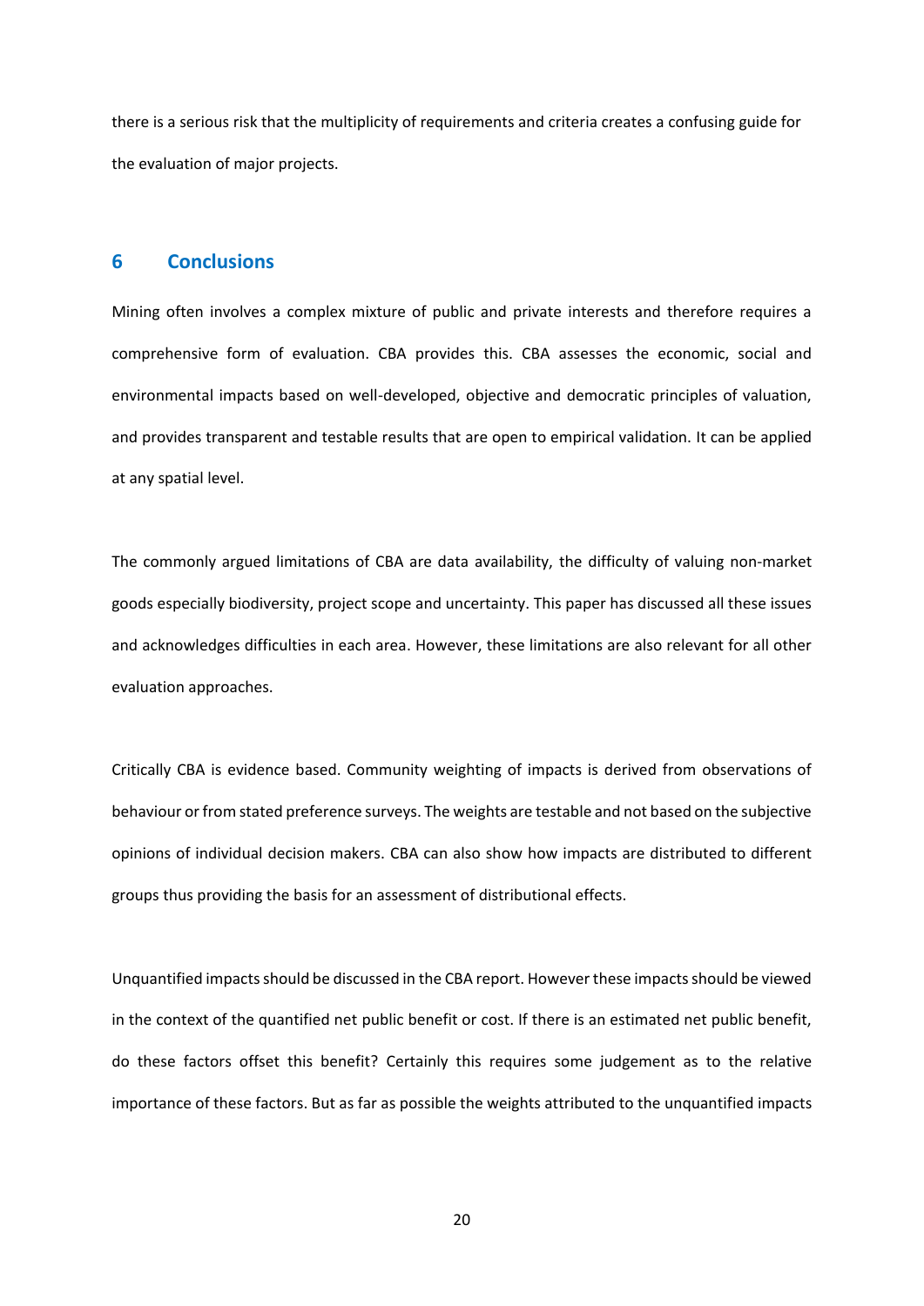there is a serious risk that the multiplicity of requirements and criteria creates a confusing guide for the evaluation of major projects.

## 6 Conclusions

Mining often involves a complex mixture of public and private interests and therefore requires a comprehensive form of evaluation. CBA provides this. CBA assesses the economic, social and environmental impacts based on well-developed, objective and democratic principles of valuation, and provides transparent and testable results that are open to empirical validation. It can be applied at any spatial level.

The commonly argued limitations of CBA are data availability, the difficulty of valuing non-market goods especially biodiversity, project scope and uncertainty. This paper has discussed all these issues and acknowledges difficulties in each area. However, these limitations are also relevant for all other evaluation approaches.

Critically CBA is evidence based. Community weighting of impacts is derived from observations of behaviour or from stated preference surveys. The weights are testable and not based on the subjective opinions of individual decision makers. CBA can also show how impacts are distributed to different groups thus providing the basis for an assessment of distributional effects.

Unquantified impacts should be discussed in the CBA report. However these impacts should be viewed in the context of the quantified net public benefit or cost. If there is an estimated net public benefit, do these factors offset this benefit? Certainly this requires some judgement as to the relative importance of these factors. But as far as possible the weights attributed to the unquantified impacts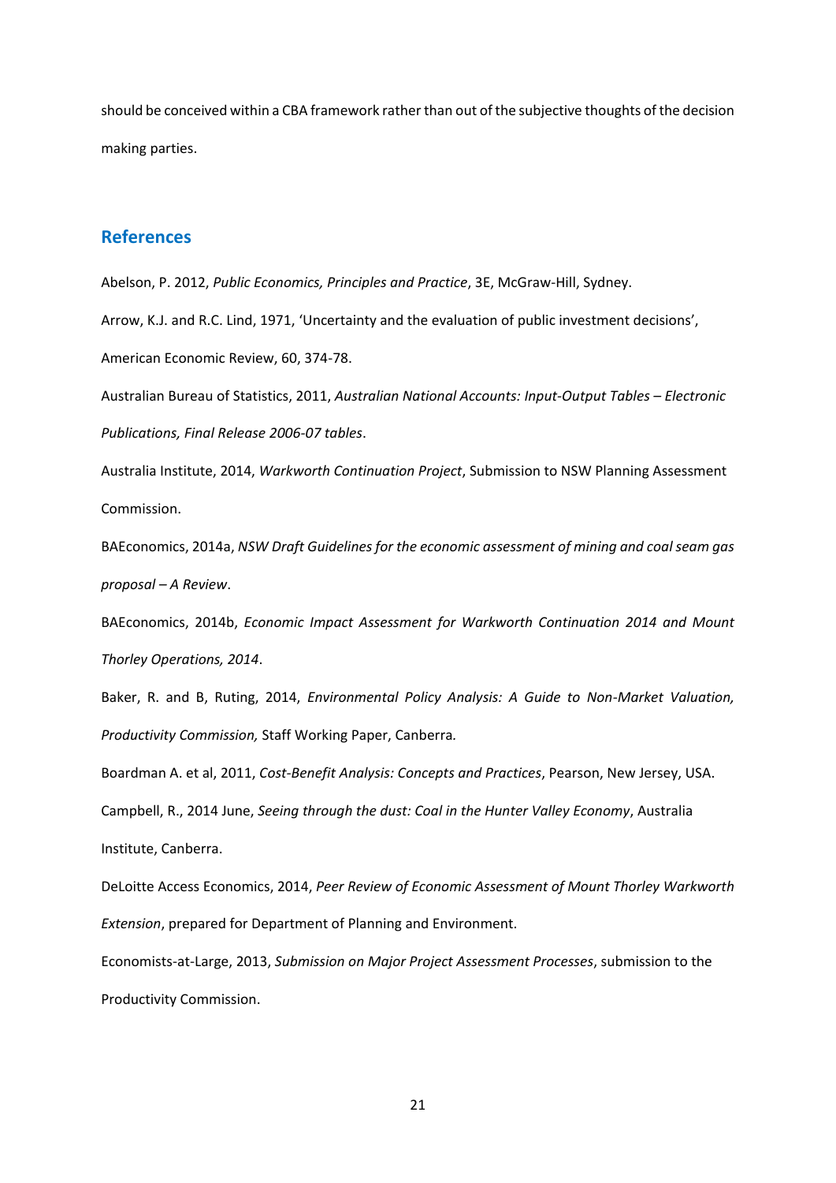should be conceived within a CBA framework rather than out of the subjective thoughts of the decision making parties.

## References

Abelson, P. 2012, *Public Economics, Principles and Practice*, 3E, McGraw-Hill, Sydney.

Arrow, K.J. and R.C. Lind, 1971, 'Uncertainty and the evaluation of public investment decisions', American Economic Review, 60, 374-78.

Australian Bureau of Statistics, 2011, *Australian National Accounts: Input-Output Tables – Electronic Publications, Final Release 2006-07 tables*.

Australia Institute, 2014, *Warkworth Continuation Project*, Submission to NSW Planning Assessment Commission.

BAEconomics, 2014a, *NSW Draft Guidelines for the economic assessment of mining and coal seam gas proposal – A Review*.

BAEconomics, 2014b, *Economic Impact Assessment for Warkworth Continuation 2014 and Mount Thorley Operations, 2014*.

Baker, R. and B, Ruting, 2014, *Environmental Policy Analysis: A Guide to Non-Market Valuation, Productivity Commission,* Staff Working Paper, Canberra*.*

Boardman A. et al, 2011, *Cost-Benefit Analysis: Concepts and Practices*, Pearson, New Jersey, USA.

Campbell, R., 2014 June, *Seeing through the dust: Coal in the Hunter Valley Economy*, Australia Institute, Canberra.

DeLoitte Access Economics, 2014, *Peer Review of Economic Assessment of Mount Thorley Warkworth Extension*, prepared for Department of Planning and Environment.

Economists-at-Large, 2013, *Submission on Major Project Assessment Processes*, submission to the Productivity Commission.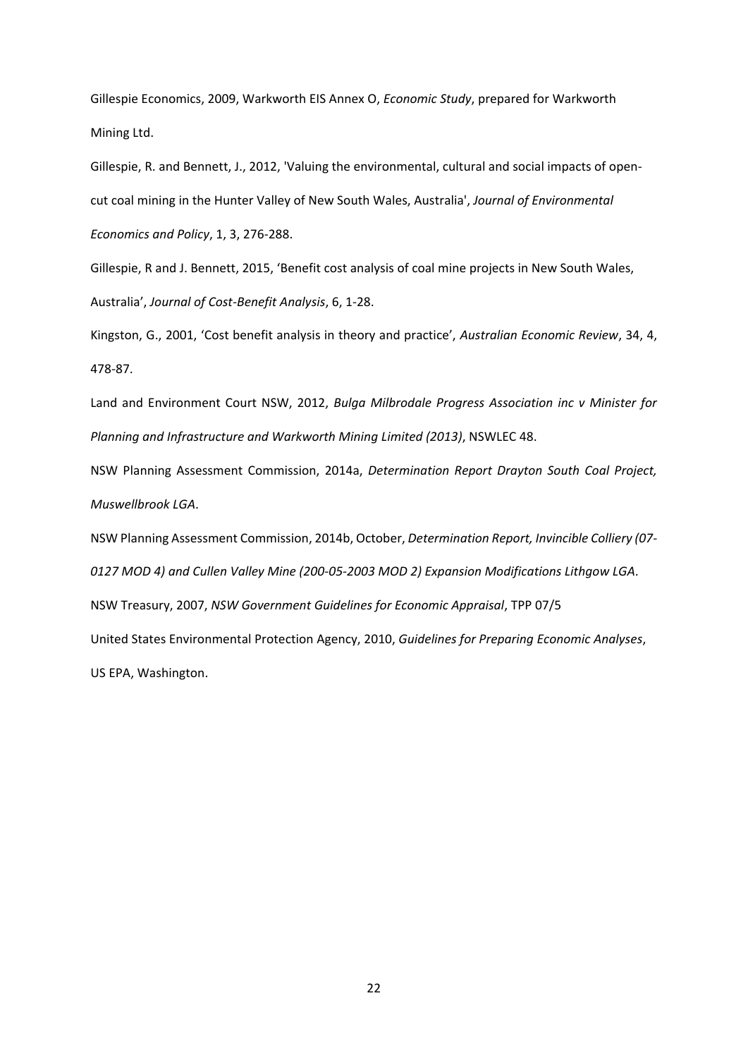Gillespie Economics, 2009, Warkworth EIS Annex O, *Economic Study*, prepared for Warkworth Mining Ltd.

Gillespie, R. and Bennett, J., 2012, 'Valuing the environmental, cultural and social impacts of open-cut coal mining in the Hunter Valley of New South Wales, Australia', *Journal of Environmental Economics and Policy*, 1, 3, 276-288.

Gillespie, R and J. Bennett, 2015, 'Benefit cost analysis of coal mine projects in New South Wales, Australia', *Journal of Cost-Benefit Analysis*, 6, 1-28.

Kingston, G., 2001, 'Cost benefit analysis in theory and practice', *Australian Economic Review*, 34, 4, 478-87.

Land and Environment Court NSW, 2012, *Bulga Milbrodale Progress Association inc v Minister for Planning and Infrastructure and Warkworth Mining Limited (2013)*, NSWLEC 48.

NSW Planning Assessment Commission, 2014a, *Determination Report Drayton South Coal Project, Muswellbrook LGA*.

NSW Planning Assessment Commission, 2014b, October, *Determination Report, Invincible Colliery (07-0127 MOD 4) and Cullen Valley Mine (200-05-2003 MOD 2) Expansion Modifications Lithgow LGA*.

NSW Treasury, 2007, *NSW Government Guidelines for Economic Appraisal*, TPP 07/5

United States Environmental Protection Agency, 2010, *Guidelines for Preparing Economic Analyses*, US EPA, Washington.